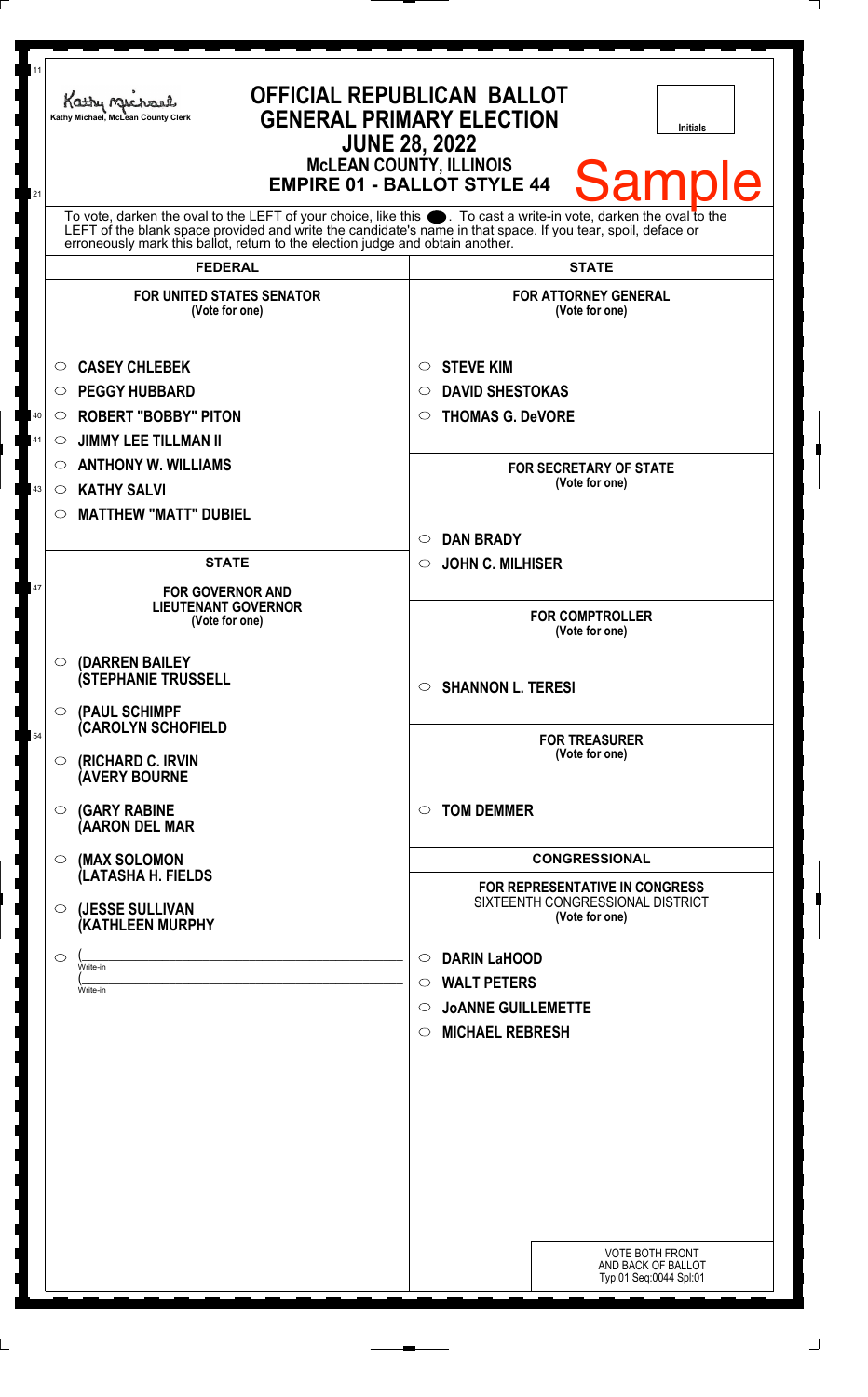Kathy Michael, McLean County Clerk

# OFFICIAL REPUBLICAN BALLOT
## GENERAL PRIMARY ELECTION
## JUNE 28, 2022
### McLEAN COUNTY, ILLINOIS
### EMPIRE 01 - BALLOT STYLE 44

Initials

**Sample**

To vote, darken the oval to the LEFT of your choice, like this ⬤. To cast a write-in vote, darken the oval to the LEFT of the blank space provided and write the candidate's name in that space. If you tear, spoil, deface or erroneously mark this ballot, return to the election judge and obtain another.

## FEDERAL

**FOR UNITED STATES SENATOR**
(Vote for one)

- ○ **CASEY CHLEBEK**
- ○ **PEGGY HUBBARD**
- ○ **ROBERT "BOBBY" PITON**
- ○ **JIMMY LEE TILLMAN II**
- ○ **ANTHONY W. WILLIAMS**
- ○ **KATHY SALVI**
- ○ **MATTHEW "MATT" DUBIEL**

## STATE

**FOR GOVERNOR AND LIEUTENANT GOVERNOR**
(Vote for one)

- ○ **(DARREN BAILEY (STEPHANIE TRUSSELL**
- ○ **(PAUL SCHIMPF (CAROLYN SCHOFIELD**
- ○ **(RICHARD C. IRVIN (AVERY BOURNE**
- ○ **(GARY RABINE (AARON DEL MAR**
- ○ **(MAX SOLOMON (LATASHA H. FIELDS**
- ○ **(JESSE SULLIVAN (KATHLEEN MURPHY**
- ○ (\_\_\_\_\_\_\_\_\_\_ Write-in
  (\_\_\_\_\_\_\_\_\_\_ Write-in

## STATE

**FOR ATTORNEY GENERAL**
(Vote for one)

- ○ **STEVE KIM**
- ○ **DAVID SHESTOKAS**
- ○ **THOMAS G. DeVORE**

**FOR SECRETARY OF STATE**
(Vote for one)

- ○ **DAN BRADY**
- ○ **JOHN C. MILHISER**

**FOR COMPTROLLER**
(Vote for one)

- ○ **SHANNON L. TERESI**

**FOR TREASURER**
(Vote for one)

- ○ **TOM DEMMER**

## CONGRESSIONAL

**FOR REPRESENTATIVE IN CONGRESS**
SIXTEENTH CONGRESSIONAL DISTRICT
(Vote for one)

- ○ **DARIN LaHOOD**
- ○ **WALT PETERS**
- ○ **JoANNE GUILLEMETTE**
- ○ **MICHAEL REBRESH**

VOTE BOTH FRONT AND BACK OF BALLOT
Typ:01 Seq:0044 Spl:01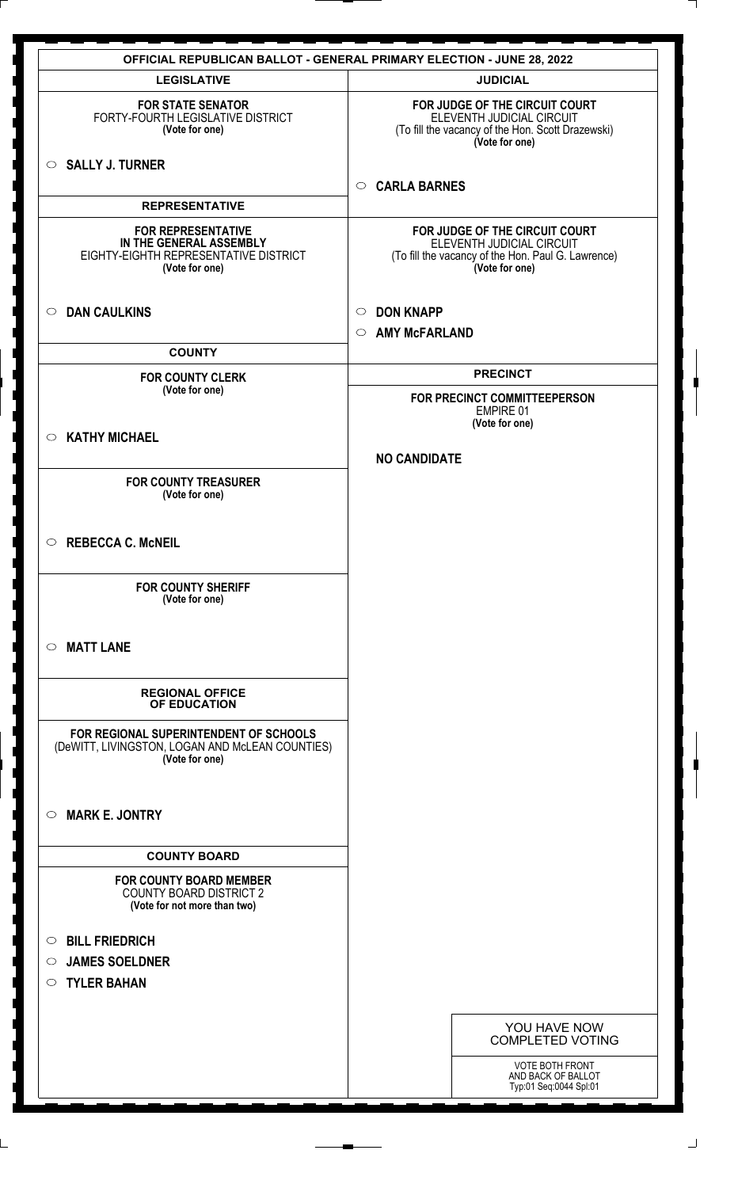# OFFICIAL REPUBLICAN BALLOT - GENERAL PRIMARY ELECTION - JUNE 28, 2022

## LEGISLATIVE

**FOR STATE SENATOR**
FORTY-FOURTH LEGISLATIVE DISTRICT
**(Vote for one)**

- ○ **SALLY J. TURNER**

## REPRESENTATIVE

**FOR REPRESENTATIVE IN THE GENERAL ASSEMBLY**
EIGHTY-EIGHTH REPRESENTATIVE DISTRICT
**(Vote for one)**

- ○ **DAN CAULKINS**

## COUNTY

**FOR COUNTY CLERK**
**(Vote for one)**

- ○ **KATHY MICHAEL**

**FOR COUNTY TREASURER**
**(Vote for one)**

- ○ **REBECCA C. McNEIL**

**FOR COUNTY SHERIFF**
**(Vote for one)**

- ○ **MATT LANE**

## REGIONAL OFFICE OF EDUCATION

**FOR REGIONAL SUPERINTENDENT OF SCHOOLS**
(DeWITT, LIVINGSTON, LOGAN AND McLEAN COUNTIES)
**(Vote for one)**

- ○ **MARK E. JONTRY**

## COUNTY BOARD

**FOR COUNTY BOARD MEMBER**
COUNTY BOARD DISTRICT 2
**(Vote for not more than two)**

- ○ **BILL FRIEDRICH**
- ○ **JAMES SOELDNER**
- ○ **TYLER BAHAN**

## JUDICIAL

**FOR JUDGE OF THE CIRCUIT COURT**
ELEVENTH JUDICIAL CIRCUIT
(To fill the vacancy of the Hon. Scott Drazewski)
**(Vote for one)**

- ○ **CARLA BARNES**

**FOR JUDGE OF THE CIRCUIT COURT**
ELEVENTH JUDICIAL CIRCUIT
(To fill the vacancy of the Hon. Paul G. Lawrence)
**(Vote for one)**

- ○ **DON KNAPP**
- ○ **AMY McFARLAND**

## PRECINCT

**FOR PRECINCT COMMITTEEPERSON**
EMPIRE 01
**(Vote for one)**

**NO CANDIDATE**

YOU HAVE NOW COMPLETED VOTING

VOTE BOTH FRONT AND BACK OF BALLOT
Typ:01 Seq:0044 Spl:01